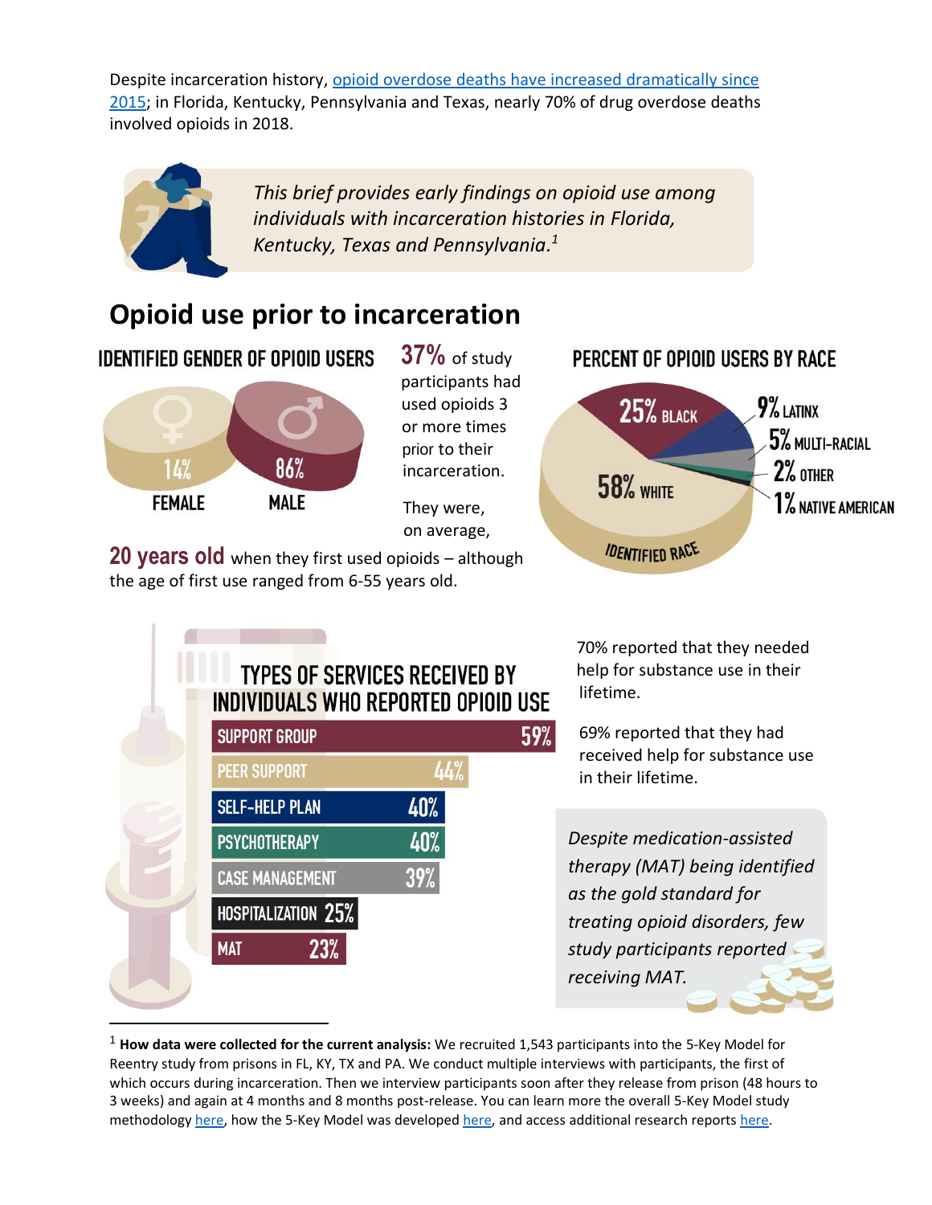Despite incarceration history, opioid overdose deaths have increased dramatically since 2015; in Florida, Kentucky, Pennsylvania and Texas, nearly 70% of drug overdose deaths involved opioids in 2018.

*This brief provides early findings on opioid use among individuals with incarceration histories in Florida, Kentucky, Texas and Pennsylvania.[1]*

## Opioid use prior to incarceration

### IDENTIFIED GENDER OF OPIOID USERS

| FEMALE | MALE |
|---|---|
| 14% | 86% |

**37%** of study participants had used opioids 3 or more times prior to their incarceration.

They were, on average, **20 years old** when they first used opioids – although the age of first use ranged from 6-55 years old.

### PERCENT OF OPIOID USERS BY RACE

IDENTIFIED RACE

| Race | Percent |
|---|---|
| White | 58% |
| Black | 25% |
| Latinx | 9% |
| Multi-racial | 5% |
| Other | 2% |
| Native American | 1% |

### TYPES OF SERVICES RECEIVED BY INDIVIDUALS WHO REPORTED OPIOID USE

| Service | Percent |
|---|---|
| SUPPORT GROUP | 59% |
| PEER SUPPORT | 44% |
| SELF-HELP PLAN | 40% |
| PSYCHOTHERAPY | 40% |
| CASE MANAGEMENT | 39% |
| HOSPITALIZATION | 25% |
| MAT | 23% |

70% reported that they needed help for substance use in their lifetime.

69% reported that they had received help for substance use in their lifetime.

*Despite medication-assisted therapy (MAT) being identified as the gold standard for treating opioid disorders, few study participants reported receiving MAT.*

---

[1] **How data were collected for the current analysis:** We recruited 1,543 participants into the 5-Key Model for Reentry study from prisons in FL, KY, TX and PA. We conduct multiple interviews with participants, the first of which occurs during incarceration. Then we interview participants soon after they release from prison (48 hours to 3 weeks) and again at 4 months and 8 months post-release. You can learn more the overall 5-Key Model study methodology here, how the 5-Key Model was developed here, and access additional research reports here.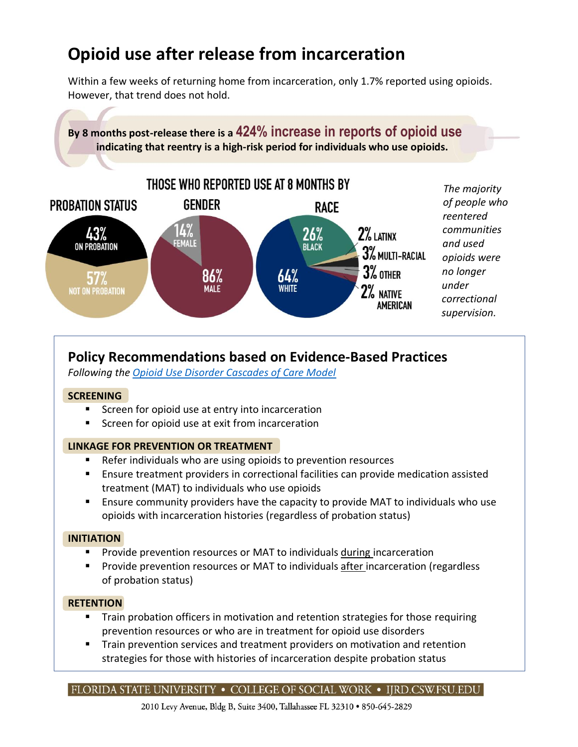# Opioid use after release from incarceration

Within a few weeks of returning home from incarceration, only 1.7% reported using opioids. However, that trend does not hold.

**By 8 months post-release there is a 424% increase in reports of opioid use indicating that reentry is a high-risk period for individuals who use opioids.**

THOSE WHO REPORTED USE AT 8 MONTHS BY

PROBATION STATUS

43% ON PROBATION

57% NOT ON PROBATION

GENDER

14% FEMALE

86% MALE

RACE

26% BLACK

64% WHITE

2% LATINX

3% MULTI-RACIAL

3% OTHER

2% NATIVE AMERICAN

*The majority of people who reentered communities and used opioids were no longer under correctional supervision.*

## Policy Recommendations based on Evidence-Based Practices

*Following the Opioid Use Disorder Cascades of Care Model*

### SCREENING

- Screen for opioid use at entry into incarceration
- Screen for opioid use at exit from incarceration

### LINKAGE FOR PREVENTION OR TREATMENT

- Refer individuals who are using opioids to prevention resources
- Ensure treatment providers in correctional facilities can provide medication assisted treatment (MAT) to individuals who use opioids
- Ensure community providers have the capacity to provide MAT to individuals who use opioids with incarceration histories (regardless of probation status)

### INITIATION

- Provide prevention resources or MAT to individuals during incarceration
- Provide prevention resources or MAT to individuals after incarceration (regardless of probation status)

### RETENTION

- Train probation officers in motivation and retention strategies for those requiring prevention resources or who are in treatment for opioid use disorders
- Train prevention services and treatment providers on motivation and retention strategies for those with histories of incarceration despite probation status

FLORIDA STATE UNIVERSITY • COLLEGE OF SOCIAL WORK • IJRD.CSW.FSU.EDU

2010 Levy Avenue, Bldg B, Suite 3400, Tallahassee FL 32310 • 850-645-2829